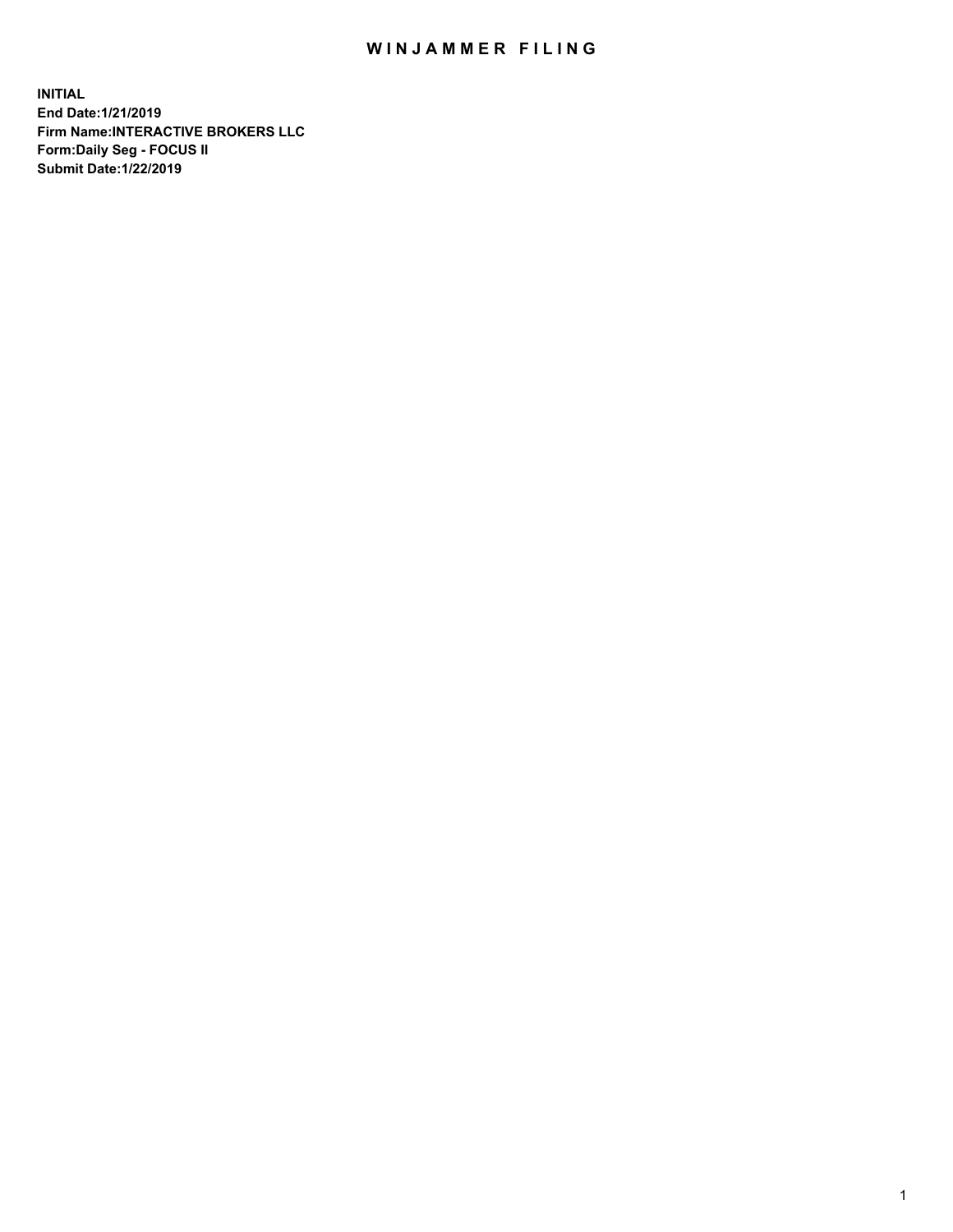# WINJAMMER FILING

**INITIAL**
**End Date:1/21/2019**
**Firm Name:INTERACTIVE BROKERS LLC**
**Form:Daily Seg - FOCUS II**
**Submit Date:1/22/2019**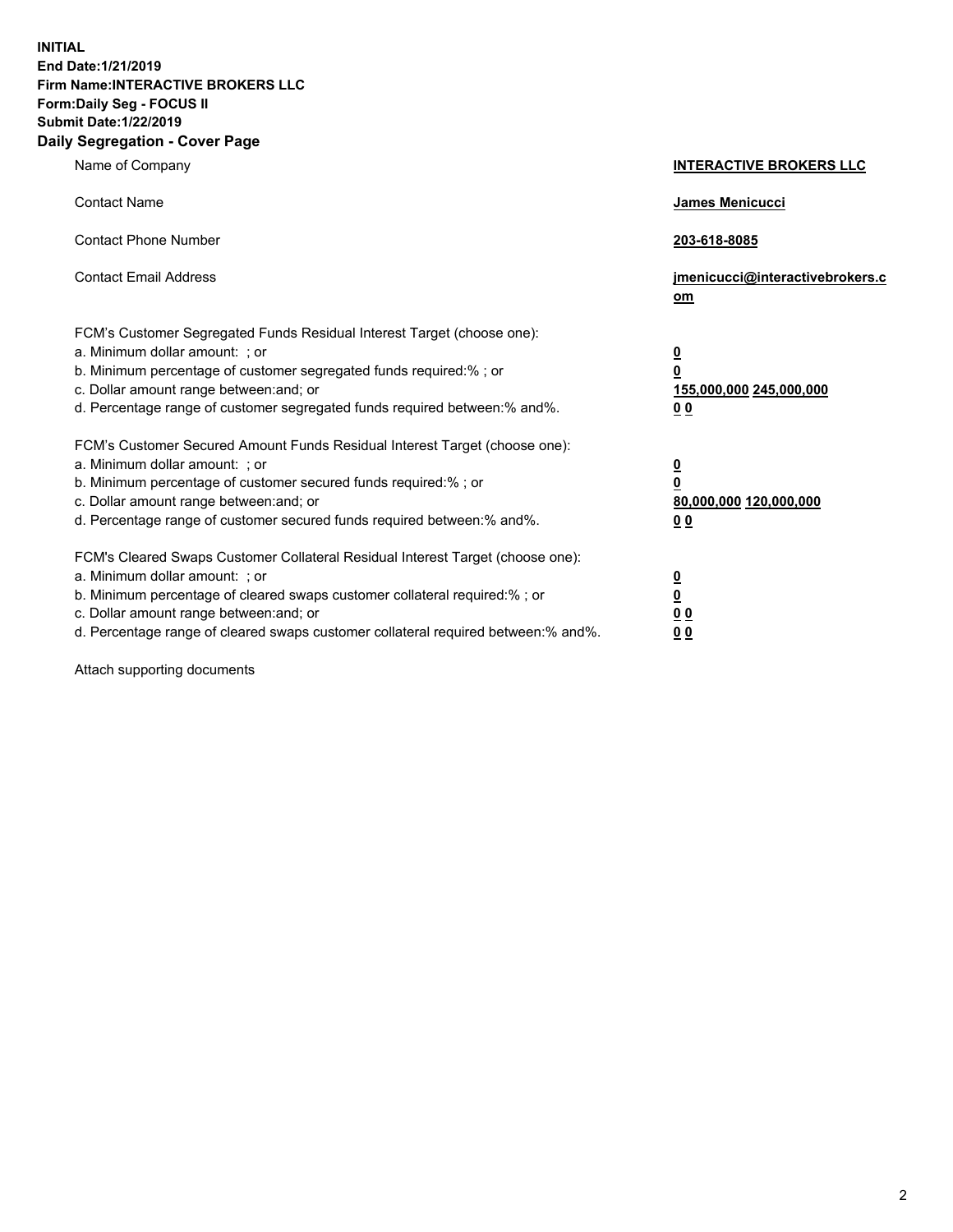**INITIAL**
**End Date:1/21/2019**
**Firm Name:INTERACTIVE BROKERS LLC**
**Form:Daily Seg - FOCUS II**
**Submit Date:1/22/2019**

## Daily Segregation - Cover Page

| | |
|---|---|
| Name of Company | **INTERACTIVE BROKERS LLC** |
| Contact Name | **James Menicucci** |
| Contact Phone Number | **203-618-8085** |
| Contact Email Address | **jmenicucci@interactivebrokers.com** |

FCM's Customer Segregated Funds Residual Interest Target (choose one):

| | |
|---|---|
| a. Minimum dollar amount: ; or | **0** |
| b. Minimum percentage of customer segregated funds required:% ; or | **0** |
| c. Dollar amount range between:and; or | **155,000,000 245,000,000** |
| d. Percentage range of customer segregated funds required between:% and%. | **0 0** |

FCM's Customer Secured Amount Funds Residual Interest Target (choose one):

| | |
|---|---|
| a. Minimum dollar amount: ; or | **0** |
| b. Minimum percentage of customer secured funds required:% ; or | **0** |
| c. Dollar amount range between:and; or | **80,000,000 120,000,000** |
| d. Percentage range of customer secured funds required between:% and%. | **0 0** |

FCM's Cleared Swaps Customer Collateral Residual Interest Target (choose one):

| | |
|---|---|
| a. Minimum dollar amount: ; or | **0** |
| b. Minimum percentage of cleared swaps customer collateral required:% ; or | **0** |
| c. Dollar amount range between:and; or | **0 0** |
| d. Percentage range of cleared swaps customer collateral required between:% and%. | **0 0** |

Attach supporting documents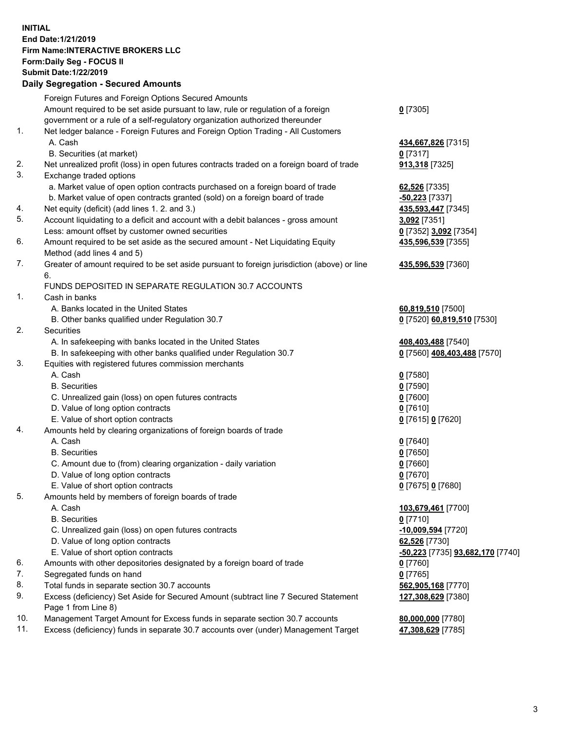**INITIAL**
**End Date:1/21/2019**
**Firm Name:INTERACTIVE BROKERS LLC**
**Form:Daily Seg - FOCUS II**
**Submit Date:1/22/2019**

## Daily Segregation - Secured Amounts

| | | |
|---|---|---|
| | Foreign Futures and Foreign Options Secured Amounts | |
| | Amount required to be set aside pursuant to law, rule or regulation of a foreign government or a rule of a self-regulatory organization authorized thereunder | **0** [7305] |
| 1. | Net ledger balance - Foreign Futures and Foreign Option Trading - All Customers | |
| | A. Cash | **434,667,826** [7315] |
| | B. Securities (at market) | **0** [7317] |
| 2. | Net unrealized profit (loss) in open futures contracts traded on a foreign board of trade | **913,318** [7325] |
| 3. | Exchange traded options | |
| | a. Market value of open option contracts purchased on a foreign board of trade | **62,526** [7335] |
| | b. Market value of open contracts granted (sold) on a foreign board of trade | **-50,223** [7337] |
| 4. | Net equity (deficit) (add lines 1. 2. and 3.) | **435,593,447** [7345] |
| 5. | Account liquidating to a deficit and account with a debit balances - gross amount | **3,092** [7351] |
| | Less: amount offset by customer owned securities | **0** [7352] **3,092** [7354] |
| 6. | Amount required to be set aside as the secured amount - Net Liquidating Equity Method (add lines 4 and 5) | **435,596,539** [7355] |
| 7. | Greater of amount required to be set aside pursuant to foreign jurisdiction (above) or line 6. | **435,596,539** [7360] |
| | FUNDS DEPOSITED IN SEPARATE REGULATION 30.7 ACCOUNTS | |
| 1. | Cash in banks | |
| | A. Banks located in the United States | **60,819,510** [7500] |
| | B. Other banks qualified under Regulation 30.7 | **0** [7520] **60,819,510** [7530] |
| 2. | Securities | |
| | A. In safekeeping with banks located in the United States | **408,403,488** [7540] |
| | B. In safekeeping with other banks qualified under Regulation 30.7 | **0** [7560] **408,403,488** [7570] |
| 3. | Equities with registered futures commission merchants | |
| | A. Cash | **0** [7580] |
| | B. Securities | **0** [7590] |
| | C. Unrealized gain (loss) on open futures contracts | **0** [7600] |
| | D. Value of long option contracts | **0** [7610] |
| | E. Value of short option contracts | **0** [7615] **0** [7620] |
| 4. | Amounts held by clearing organizations of foreign boards of trade | |
| | A. Cash | **0** [7640] |
| | B. Securities | **0** [7650] |
| | C. Amount due to (from) clearing organization - daily variation | **0** [7660] |
| | D. Value of long option contracts | **0** [7670] |
| | E. Value of short option contracts | **0** [7675] **0** [7680] |
| 5. | Amounts held by members of foreign boards of trade | |
| | A. Cash | **103,679,461** [7700] |
| | B. Securities | **0** [7710] |
| | C. Unrealized gain (loss) on open futures contracts | **-10,009,594** [7720] |
| | D. Value of long option contracts | **62,526** [7730] |
| | E. Value of short option contracts | **-50,223** [7735] **93,682,170** [7740] |
| 6. | Amounts with other depositories designated by a foreign board of trade | **0** [7760] |
| 7. | Segregated funds on hand | **0** [7765] |
| 8. | Total funds in separate section 30.7 accounts | **562,905,168** [7770] |
| 9. | Excess (deficiency) Set Aside for Secured Amount (subtract line 7 Secured Statement Page 1 from Line 8) | **127,308,629** [7380] |
| 10. | Management Target Amount for Excess funds in separate section 30.7 accounts | **80,000,000** [7780] |
| 11. | Excess (deficiency) funds in separate 30.7 accounts over (under) Management Target | **47,308,629** [7785] |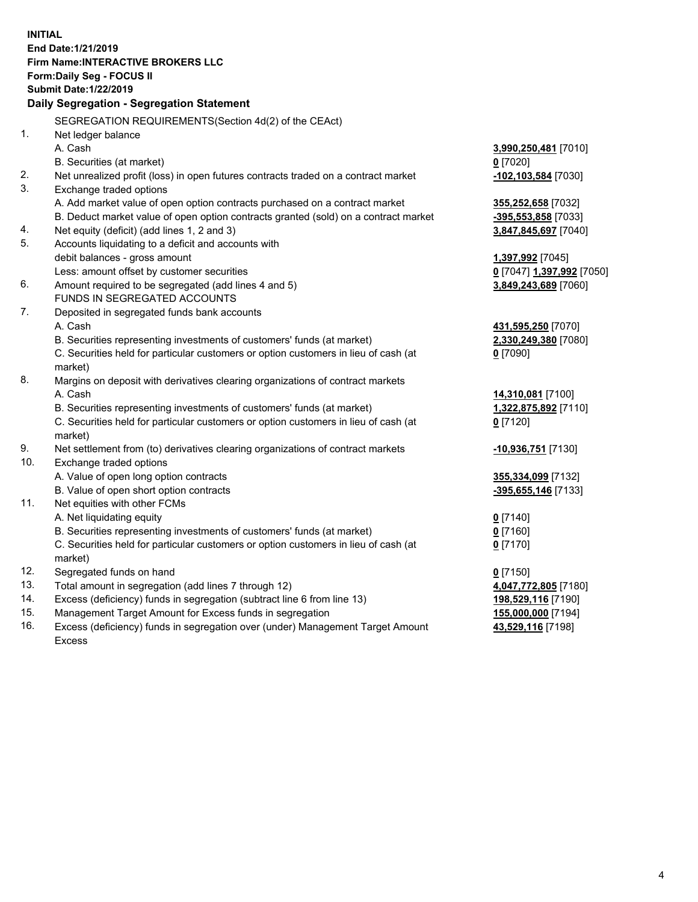**INITIAL**
**End Date:1/21/2019**
**Firm Name:INTERACTIVE BROKERS LLC**
**Form:Daily Seg - FOCUS II**
**Submit Date:1/22/2019**

## Daily Segregation - Segregation Statement

| | | |
|---|---|---|
| | SEGREGATION REQUIREMENTS(Section 4d(2) of the CEAct) | |
| 1. | Net ledger balance | |
| | A. Cash | **3,990,250,481** [7010] |
| | B. Securities (at market) | **0** [7020] |
| 2. | Net unrealized profit (loss) in open futures contracts traded on a contract market | **-102,103,584** [7030] |
| 3. | Exchange traded options | |
| | A. Add market value of open option contracts purchased on a contract market | **355,252,658** [7032] |
| | B. Deduct market value of open option contracts granted (sold) on a contract market | **-395,553,858** [7033] |
| 4. | Net equity (deficit) (add lines 1, 2 and 3) | **3,847,845,697** [7040] |
| 5. | Accounts liquidating to a deficit and accounts with debit balances - gross amount | **1,397,992** [7045] |
| | Less: amount offset by customer securities | **0** [7047] **1,397,992** [7050] |
| 6. | Amount required to be segregated (add lines 4 and 5) | **3,849,243,689** [7060] |
| | FUNDS IN SEGREGATED ACCOUNTS | |
| 7. | Deposited in segregated funds bank accounts | |
| | A. Cash | **431,595,250** [7070] |
| | B. Securities representing investments of customers' funds (at market) | **2,330,249,380** [7080] |
| | C. Securities held for particular customers or option customers in lieu of cash (at market) | **0** [7090] |
| 8. | Margins on deposit with derivatives clearing organizations of contract markets | |
| | A. Cash | **14,310,081** [7100] |
| | B. Securities representing investments of customers' funds (at market) | **1,322,875,892** [7110] |
| | C. Securities held for particular customers or option customers in lieu of cash (at market) | **0** [7120] |
| 9. | Net settlement from (to) derivatives clearing organizations of contract markets | **-10,936,751** [7130] |
| 10. | Exchange traded options | |
| | A. Value of open long option contracts | **355,334,099** [7132] |
| | B. Value of open short option contracts | **-395,655,146** [7133] |
| 11. | Net equities with other FCMs | |
| | A. Net liquidating equity | **0** [7140] |
| | B. Securities representing investments of customers' funds (at market) | **0** [7160] |
| | C. Securities held for particular customers or option customers in lieu of cash (at market) | **0** [7170] |
| 12. | Segregated funds on hand | **0** [7150] |
| 13. | Total amount in segregation (add lines 7 through 12) | **4,047,772,805** [7180] |
| 14. | Excess (deficiency) funds in segregation (subtract line 6 from line 13) | **198,529,116** [7190] |
| 15. | Management Target Amount for Excess funds in segregation | **155,000,000** [7194] |
| 16. | Excess (deficiency) funds in segregation over (under) Management Target Amount Excess | **43,529,116** [7198] |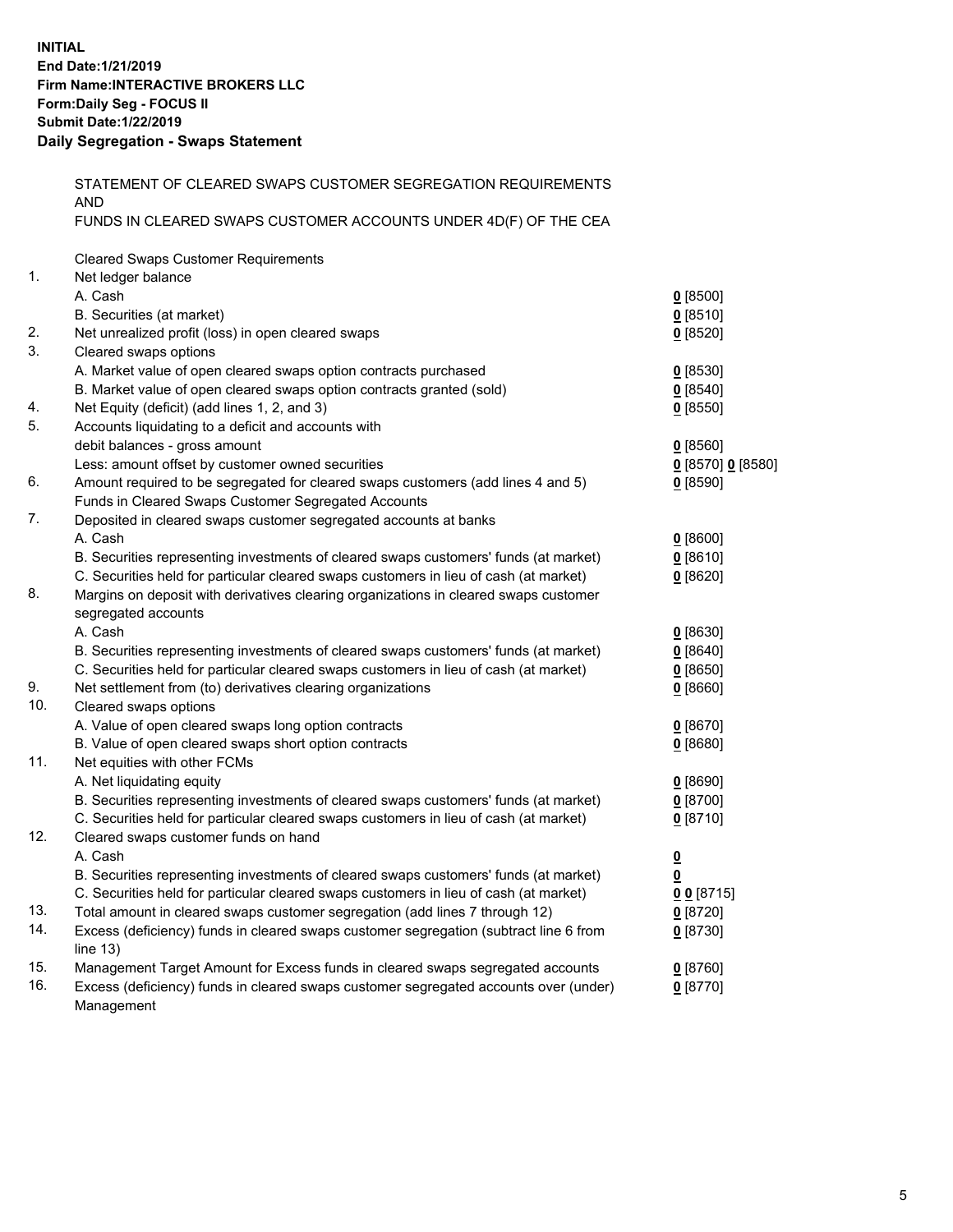**INITIAL**
**End Date:1/21/2019**
**Firm Name:INTERACTIVE BROKERS LLC**
**Form:Daily Seg - FOCUS II**
**Submit Date:1/22/2019**
**Daily Segregation - Swaps Statement**

STATEMENT OF CLEARED SWAPS CUSTOMER SEGREGATION REQUIREMENTS AND FUNDS IN CLEARED SWAPS CUSTOMER ACCOUNTS UNDER 4D(F) OF THE CEA

| | | |
|---|---|---|
| | Cleared Swaps Customer Requirements | |
| 1. | Net ledger balance | |
| | A. Cash | 0 [8500] |
| | B. Securities (at market) | 0 [8510] |
| 2. | Net unrealized profit (loss) in open cleared swaps | 0 [8520] |
| 3. | Cleared swaps options | |
| | A. Market value of open cleared swaps option contracts purchased | 0 [8530] |
| | B. Market value of open cleared swaps option contracts granted (sold) | 0 [8540] |
| 4. | Net Equity (deficit) (add lines 1, 2, and 3) | 0 [8550] |
| 5. | Accounts liquidating to a deficit and accounts with debit balances - gross amount | 0 [8560] |
| | Less: amount offset by customer owned securities | 0 [8570] 0 [8580] |
| 6. | Amount required to be segregated for cleared swaps customers (add lines 4 and 5) | 0 [8590] |
| | Funds in Cleared Swaps Customer Segregated Accounts | |
| 7. | Deposited in cleared swaps customer segregated accounts at banks | |
| | A. Cash | 0 [8600] |
| | B. Securities representing investments of cleared swaps customers' funds (at market) | 0 [8610] |
| | C. Securities held for particular cleared swaps customers in lieu of cash (at market) | 0 [8620] |
| 8. | Margins on deposit with derivatives clearing organizations in cleared swaps customer segregated accounts | |
| | A. Cash | 0 [8630] |
| | B. Securities representing investments of cleared swaps customers' funds (at market) | 0 [8640] |
| | C. Securities held for particular cleared swaps customers in lieu of cash (at market) | 0 [8650] |
| 9. | Net settlement from (to) derivatives clearing organizations | 0 [8660] |
| 10. | Cleared swaps options | |
| | A. Value of open cleared swaps long option contracts | 0 [8670] |
| | B. Value of open cleared swaps short option contracts | 0 [8680] |
| 11. | Net equities with other FCMs | |
| | A. Net liquidating equity | 0 [8690] |
| | B. Securities representing investments of cleared swaps customers' funds (at market) | 0 [8700] |
| | C. Securities held for particular cleared swaps customers in lieu of cash (at market) | 0 [8710] |
| 12. | Cleared swaps customer funds on hand | |
| | A. Cash | 0 |
| | B. Securities representing investments of cleared swaps customers' funds (at market) | 0 |
| | C. Securities held for particular cleared swaps customers in lieu of cash (at market) | 0 0 [8715] |
| 13. | Total amount in cleared swaps customer segregation (add lines 7 through 12) | 0 [8720] |
| 14. | Excess (deficiency) funds in cleared swaps customer segregation (subtract line 6 from line 13) | 0 [8730] |
| 15. | Management Target Amount for Excess funds in cleared swaps segregated accounts | 0 [8760] |
| 16. | Excess (deficiency) funds in cleared swaps customer segregated accounts over (under) Management | 0 [8770] |